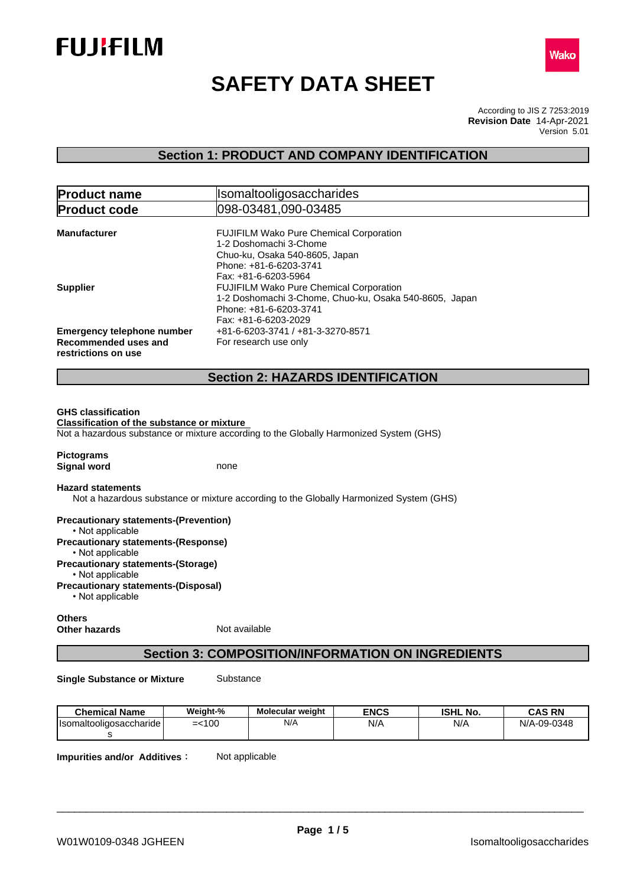FUJIFILM

Wako

# SAFETY DATA SHEET

According to JIS Z 7253:2019
**Revision Date** 14-Apr-2021
Version 5.01

## Section 1: PRODUCT AND COMPANY IDENTIFICATION

| **Product name** | Isomaltooligosaccharides |
|---|---|
| **Product code** | 098-03481,090-03485 |

**Manufacturer**
FUJIFILM Wako Pure Chemical Corporation
1-2 Doshomachi 3-Chome
Chuo-ku, Osaka 540-8605, Japan
Phone: +81-6-6203-3741
Fax: +81-6-6203-5964

**Supplier**
FUJIFILM Wako Pure Chemical Corporation
1-2 Doshomachi 3-Chome, Chuo-ku, Osaka 540-8605, Japan
Phone: +81-6-6203-3741
Fax: +81-6-6203-2029

**Emergency telephone number** +81-6-6203-3741 / +81-3-3270-8571

**Recommended uses and restrictions on use** For research use only

## Section 2: HAZARDS IDENTIFICATION

**GHS classification**

**Classification of the substance or mixture**

Not a hazardous substance or mixture according to the Globally Harmonized System (GHS)

**Pictograms**

**Signal word** none

**Hazard statements**

Not a hazardous substance or mixture according to the Globally Harmonized System (GHS)

**Precautionary statements-(Prevention)**
- Not applicable

**Precautionary statements-(Response)**
- Not applicable

**Precautionary statements-(Storage)**
- Not applicable

**Precautionary statements-(Disposal)**
- Not applicable

**Others**

**Other hazards** Not available

## Section 3: COMPOSITION/INFORMATION ON INGREDIENTS

**Single Substance or Mixture** Substance

| Chemical Name | Weight-% | Molecular weight | ENCS | ISHL No. | CAS RN |
|---|---|---|---|---|---|
| Isomaltooligosaccharides | =<100 | N/A | N/A | N/A | N/A-09-0348 |

**Impurities and/or Additives**： Not applicable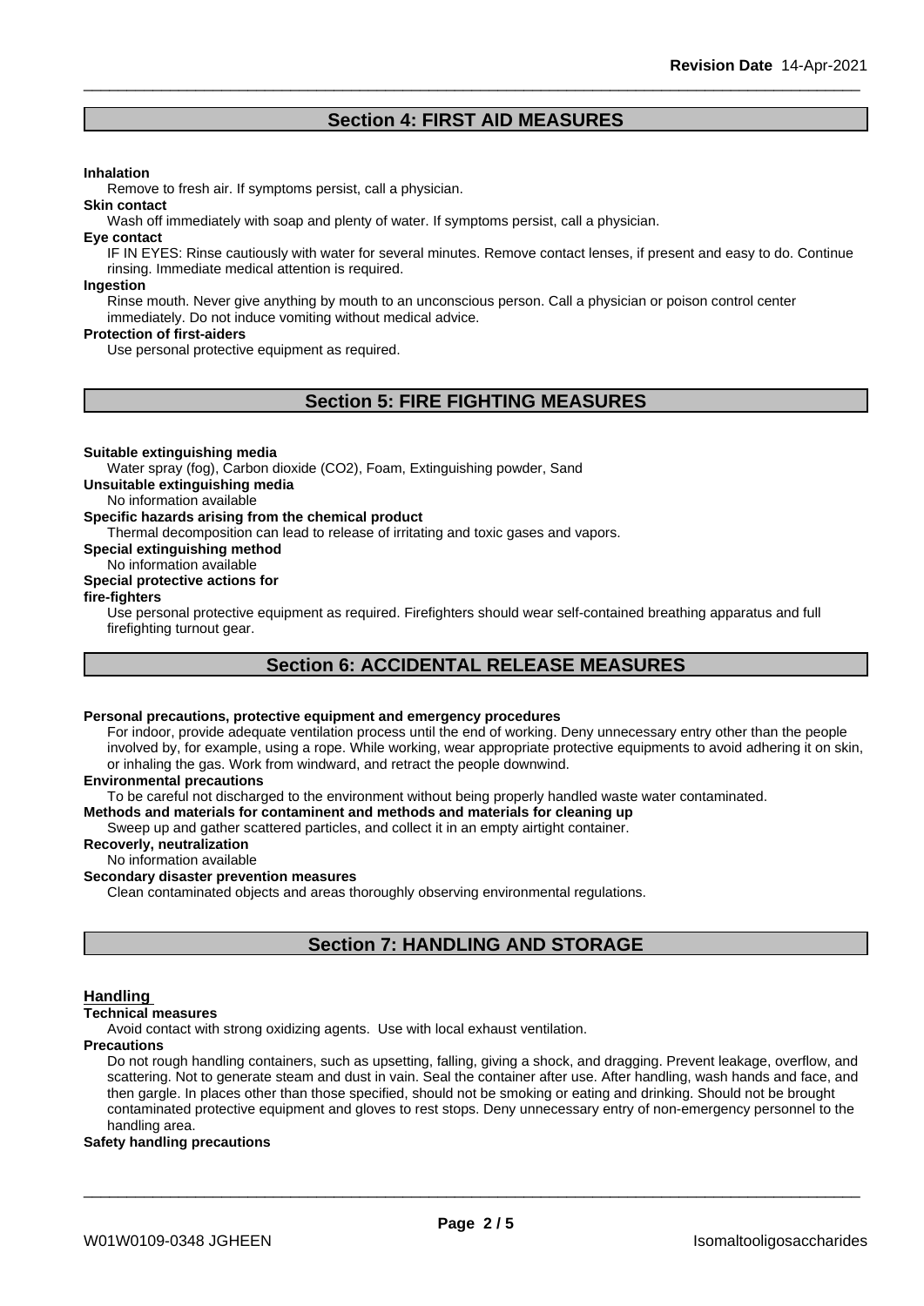## Section 4: FIRST AID MEASURES

**Inhalation**
Remove to fresh air. If symptoms persist, call a physician.

**Skin contact**
Wash off immediately with soap and plenty of water. If symptoms persist, call a physician.

**Eye contact**
IF IN EYES: Rinse cautiously with water for several minutes. Remove contact lenses, if present and easy to do. Continue rinsing. Immediate medical attention is required.

**Ingestion**
Rinse mouth. Never give anything by mouth to an unconscious person. Call a physician or poison control center immediately. Do not induce vomiting without medical advice.

**Protection of first-aiders**
Use personal protective equipment as required.

## Section 5: FIRE FIGHTING MEASURES

**Suitable extinguishing media**
Water spray (fog), Carbon dioxide ($CO_2$), Foam, Extinguishing powder, Sand

**Unsuitable extinguishing media**
No information available

**Specific hazards arising from the chemical product**
Thermal decomposition can lead to release of irritating and toxic gases and vapors.

**Special extinguishing method**
No information available

**Special protective actions for fire-fighters**
Use personal protective equipment as required. Firefighters should wear self-contained breathing apparatus and full firefighting turnout gear.

## Section 6: ACCIDENTAL RELEASE MEASURES

**Personal precautions, protective equipment and emergency procedures**
For indoor, provide adequate ventilation process until the end of working. Deny unnecessary entry other than the people involved by, for example, using a rope. While working, wear appropriate protective equipments to avoid adhering it on skin, or inhaling the gas. Work from windward, and retract the people downwind.

**Environmental precautions**
To be careful not discharged to the environment without being properly handled waste water contaminated.

**Methods and materials for contaminent and methods and materials for cleaning up**
Sweep up and gather scattered particles, and collect it in an empty airtight container.

**Recoverly, neutralization**
No information available

**Secondary disaster prevention measures**
Clean contaminated objects and areas thoroughly observing environmental regulations.

## Section 7: HANDLING AND STORAGE

### Handling

**Technical measures**
Avoid contact with strong oxidizing agents. Use with local exhaust ventilation.

**Precautions**
Do not rough handling containers, such as upsetting, falling, giving a shock, and dragging. Prevent leakage, overflow, and scattering. Not to generate steam and dust in vain. Seal the container after use. After handling, wash hands and face, and then gargle. In places other than those specified, should not be smoking or eating and drinking. Should not be brought contaminated protective equipment and gloves to rest stops. Deny unnecessary entry of non-emergency personnel to the handling area.

**Safety handling precautions**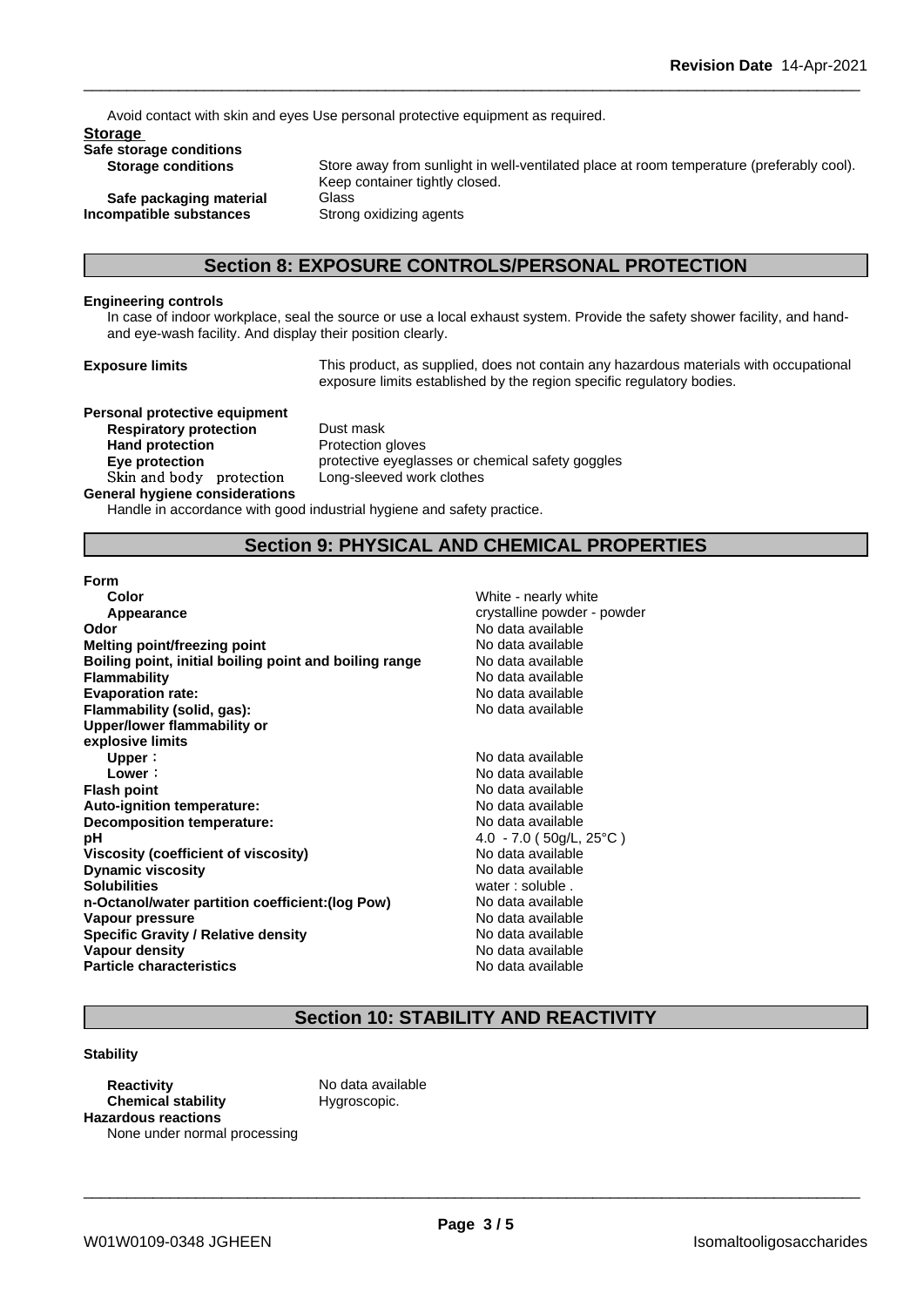Avoid contact with skin and eyes Use personal protective equipment as required.

**Storage**

**Safe storage conditions**

| | |
|---|---|
| **Storage conditions** | Store away from sunlight in well-ventilated place at room temperature (preferably cool). Keep container tightly closed. |
| **Safe packaging material** | Glass |
| **Incompatible substances** | Strong oxidizing agents |

## Section 8: EXPOSURE CONTROLS/PERSONAL PROTECTION

**Engineering controls**

In case of indoor workplace, seal the source or use a local exhaust system. Provide the safety shower facility, and hand- and eye-wash facility. And display their position clearly.

**Exposure limits** This product, as supplied, does not contain any hazardous materials with occupational exposure limits established by the region specific regulatory bodies.

**Personal protective equipment**

| | |
|---|---|
| **Respiratory protection** | Dust mask |
| **Hand protection** | Protection gloves |
| **Eye protection** | protective eyeglasses or chemical safety goggles |
| Skin and body protection | Long-sleeved work clothes |

**General hygiene considerations**

Handle in accordance with good industrial hygiene and safety practice.

## Section 9: PHYSICAL AND CHEMICAL PROPERTIES

**Form**

| | |
|---|---|
| **Color** | White - nearly white |
| **Appearance** | crystalline powder - powder |
| **Odor** | No data available |
| **Melting point/freezing point** | No data available |
| **Boiling point, initial boiling point and boiling range** | No data available |
| **Flammability** | No data available |
| **Evaporation rate:** | No data available |
| **Flammability (solid, gas):** | No data available |
| **Upper/lower flammability or explosive limits** | |
| **Upper**： | No data available |
| **Lower**： | No data available |
| **Flash point** | No data available |
| **Auto-ignition temperature:** | No data available |
| **Decomposition temperature:** | No data available |
| **pH** | 4.0 - 7.0 ( 50g/L, 25°C ) |
| **Viscosity (coefficient of viscosity)** | No data available |
| **Dynamic viscosity** | No data available |
| **Solubilities** | water : soluble . |
| **n-Octanol/water partition coefficient:(log Pow)** | No data available |
| **Vapour pressure** | No data available |
| **Specific Gravity / Relative density** | No data available |
| **Vapour density** | No data available |
| **Particle characteristics** | No data available |

## Section 10: STABILITY AND REACTIVITY

**Stability**

| | |
|---|---|
| **Reactivity** | No data available |
| **Chemical stability** | Hygroscopic. |

**Hazardous reactions**

None under normal processing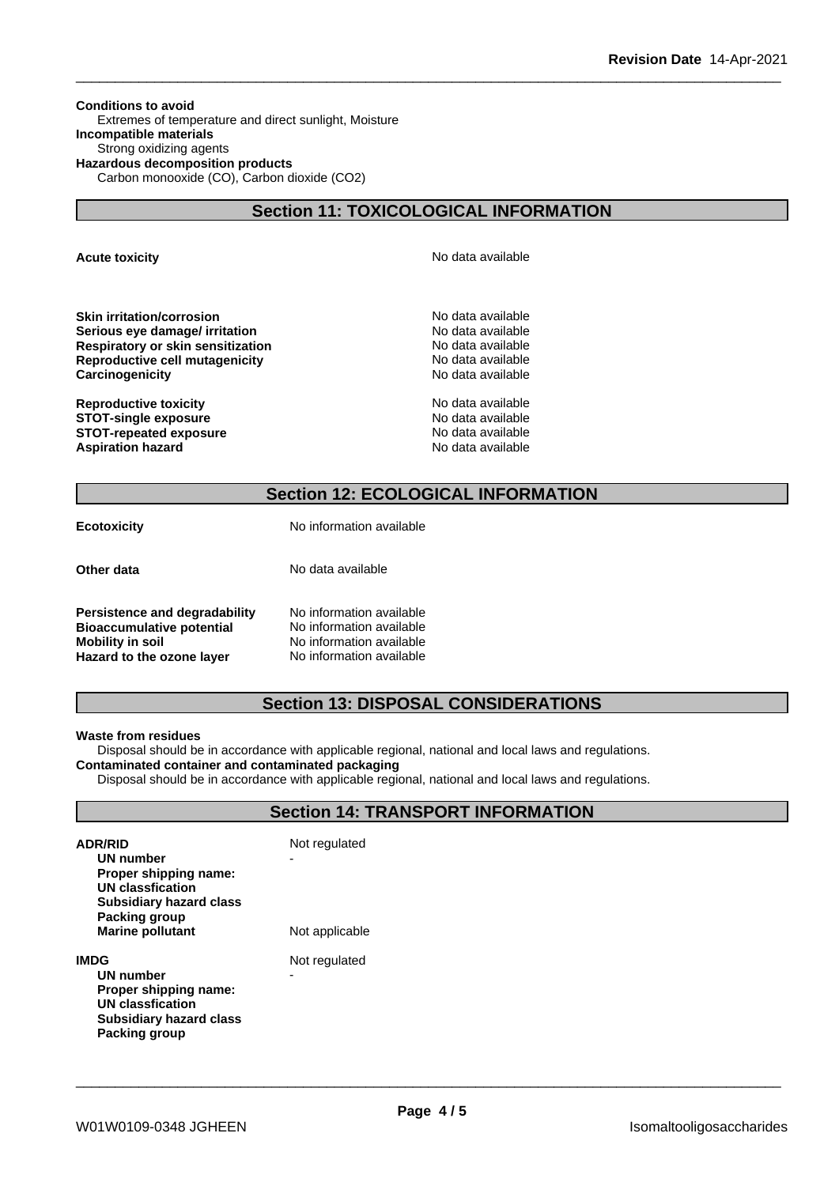**Conditions to avoid**

Extremes of temperature and direct sunlight, Moisture

**Incompatible materials**

Strong oxidizing agents

**Hazardous decomposition products**

Carbon monooxide (CO), Carbon dioxide ($CO_2$)

## Section 11: TOXICOLOGICAL INFORMATION

| | |
|---|---|
| **Acute toxicity** | No data available |
| **Skin irritation/corrosion** | No data available |
| **Serious eye damage/ irritation** | No data available |
| **Respiratory or skin sensitization** | No data available |
| **Reproductive cell mutagenicity** | No data available |
| **Carcinogenicity** | No data available |
| **Reproductive toxicity** | No data available |
| **STOT-single exposure** | No data available |
| **STOT-repeated exposure** | No data available |
| **Aspiration hazard** | No data available |

## Section 12: ECOLOGICAL INFORMATION

| | |
|---|---|
| **Ecotoxicity** | No information available |
| **Other data** | No data available |
| **Persistence and degradability** | No information available |
| **Bioaccumulative potential** | No information available |
| **Mobility in soil** | No information available |
| **Hazard to the ozone layer** | No information available |

## Section 13: DISPOSAL CONSIDERATIONS

**Waste from residues**

Disposal should be in accordance with applicable regional, national and local laws and regulations.

**Contaminated container and contaminated packaging**

Disposal should be in accordance with applicable regional, national and local laws and regulations.

## Section 14: TRANSPORT INFORMATION

| | |
|---|---|
| **ADR/RID** | Not regulated |
| **UN number** | - |
| **Proper shipping name:** | |
| **UN classfication** | |
| **Subsidiary hazard class** | |
| **Packing group** | |
| **Marine pollutant** | Not applicable |
| **IMDG** | Not regulated |
| **UN number** | - |
| **Proper shipping name:** | |
| **UN classfication** | |
| **Subsidiary hazard class** | |
| **Packing group** | |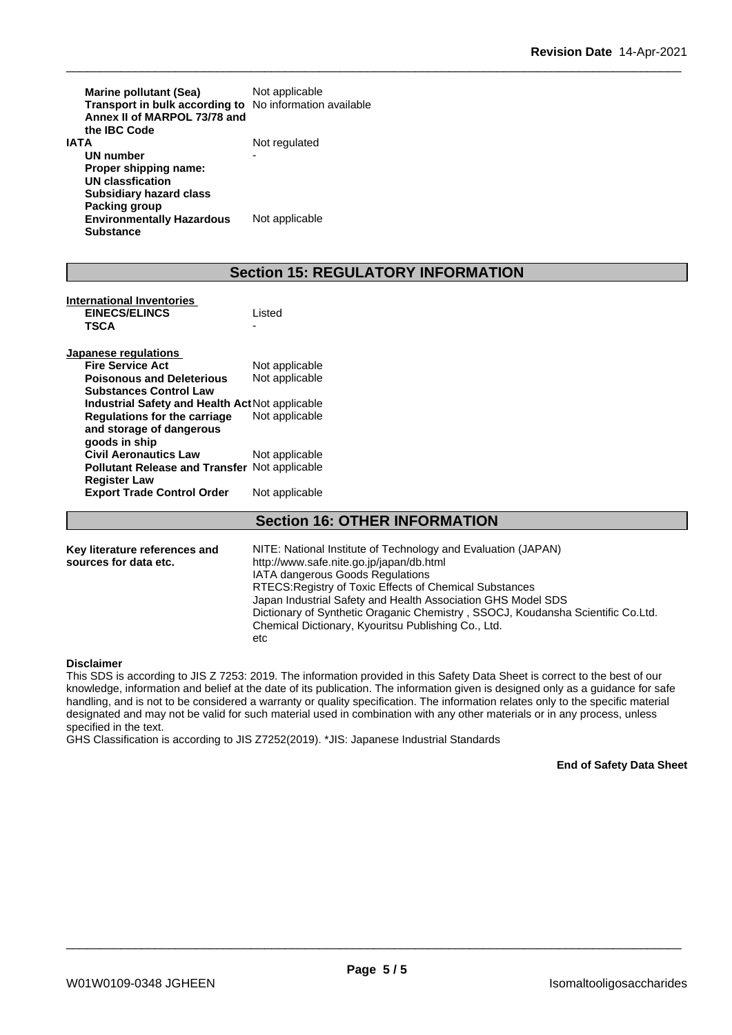| | |
|---|---|
| **Marine pollutant (Sea)** | Not applicable |
| **Transport in bulk according to Annex II of MARPOL 73/78 and the IBC Code** | No information available |
| **IATA** | Not regulated |
| **UN number** | - |
| **Proper shipping name:** | |
| **UN classfication** | |
| **Subsidiary hazard class** | |
| **Packing group** | |
| **Environmentally Hazardous Substance** | Not applicable |

## Section 15: REGULATORY INFORMATION

**International Inventories**

| | |
|---|---|
| **EINECS/ELINCS** | Listed |
| **TSCA** | - |

**Japanese regulations**

| | |
|---|---|
| **Fire Service Act** | Not applicable |
| **Poisonous and Deleterious Substances Control Law** | Not applicable |
| **Industrial Safety and Health Act** | Not applicable |
| **Regulations for the carriage and storage of dangerous goods in ship** | Not applicable |
| **Civil Aeronautics Law** | Not applicable |
| **Pollutant Release and Transfer Register Law** | Not applicable |
| **Export Trade Control Order** | Not applicable |

## Section 16: OTHER INFORMATION

**Key literature references and sources for data etc.**

NITE: National Institute of Technology and Evaluation (JAPAN)
http://www.safe.nite.go.jp/japan/db.html
IATA dangerous Goods Regulations
RTECS:Registry of Toxic Effects of Chemical Substances
Japan Industrial Safety and Health Association GHS Model SDS
Dictionary of Synthetic Oraganic Chemistry , SSOCJ, Koudansha Scientific Co.Ltd.
Chemical Dictionary, Kyouritsu Publishing Co., Ltd.
etc

**Disclaimer**

This SDS is according to JIS Z 7253: 2019. The information provided in this Safety Data Sheet is correct to the best of our knowledge, information and belief at the date of its publication. The information given is designed only as a guidance for safe handling, and is not to be considered a warranty or quality specification. The information relates only to the specific material designated and may not be valid for such material used in combination with any other materials or in any process, unless specified in the text.

GHS Classification is according to JIS Z7252(2019). *JIS: Japanese Industrial Standards

**End of Safety Data Sheet**